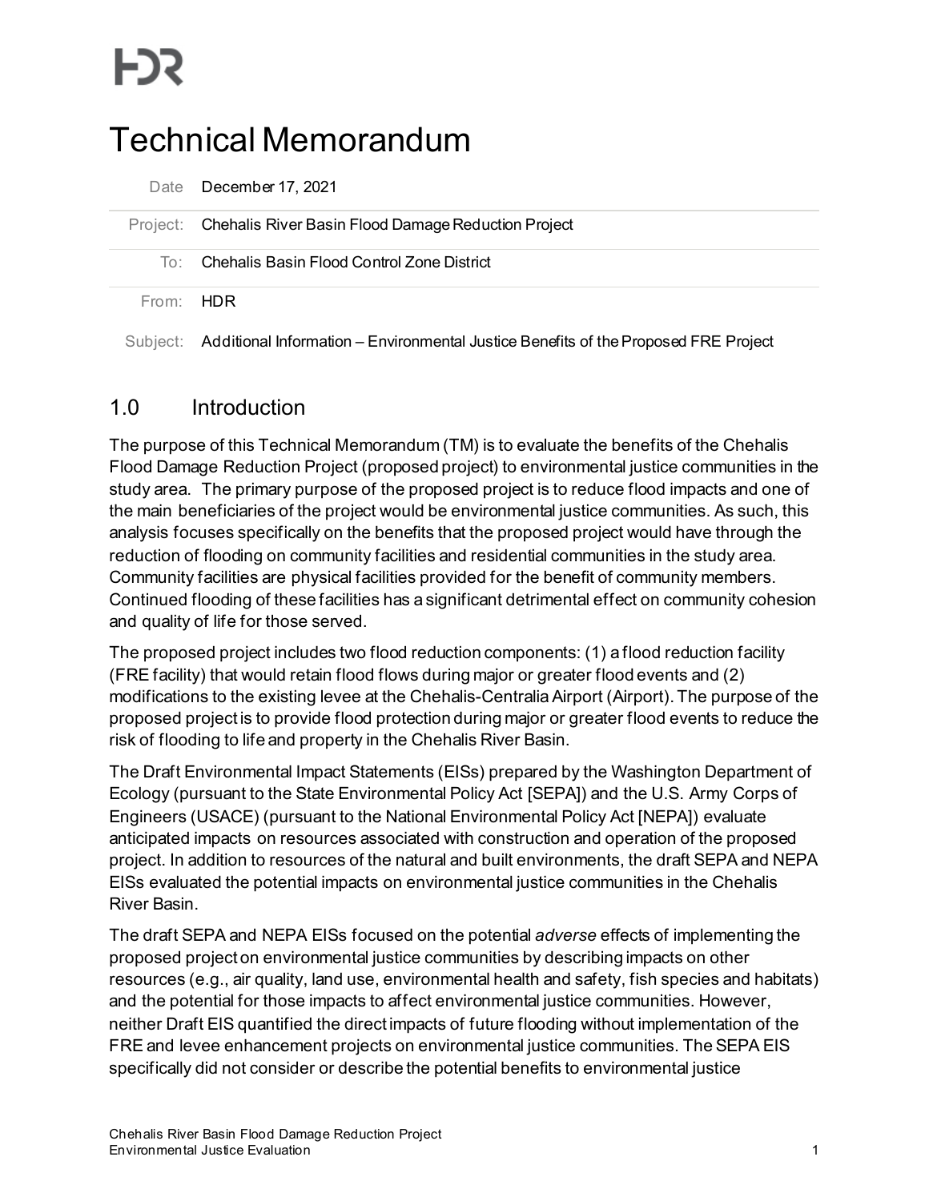# Technical Memorandum

| | |
|---|---|
| Date | December 17, 2021 |
| Project: | Chehalis River Basin Flood Damage Reduction Project |
| To: | Chehalis Basin Flood Control Zone District |
| From: | HDR |
| Subject: | Additional Information – Environmental Justice Benefits of the Proposed FRE Project |

## 1.0 Introduction

The purpose of this Technical Memorandum (TM) is to evaluate the benefits of the Chehalis Flood Damage Reduction Project (proposed project) to environmental justice communities in the study area. The primary purpose of the proposed project is to reduce flood impacts and one of the main beneficiaries of the project would be environmental justice communities. As such, this analysis focuses specifically on the benefits that the proposed project would have through the reduction of flooding on community facilities and residential communities in the study area. Community facilities are physical facilities provided for the benefit of community members. Continued flooding of these facilities has a significant detrimental effect on community cohesion and quality of life for those served.

The proposed project includes two flood reduction components: (1) a flood reduction facility (FRE facility) that would retain flood flows during major or greater flood events and (2) modifications to the existing levee at the Chehalis-Centralia Airport (Airport). The purpose of the proposed project is to provide flood protection during major or greater flood events to reduce the risk of flooding to life and property in the Chehalis River Basin.

The Draft Environmental Impact Statements (EISs) prepared by the Washington Department of Ecology (pursuant to the State Environmental Policy Act [SEPA]) and the U.S. Army Corps of Engineers (USACE) (pursuant to the National Environmental Policy Act [NEPA]) evaluate anticipated impacts on resources associated with construction and operation of the proposed project. In addition to resources of the natural and built environments, the draft SEPA and NEPA EISs evaluated the potential impacts on environmental justice communities in the Chehalis River Basin.

The draft SEPA and NEPA EISs focused on the potential *adverse* effects of implementing the proposed project on environmental justice communities by describing impacts on other resources (e.g., air quality, land use, environmental health and safety, fish species and habitats) and the potential for those impacts to affect environmental justice communities. However, neither Draft EIS quantified the direct impacts of future flooding without implementation of the FRE and levee enhancement projects on environmental justice communities. The SEPA EIS specifically did not consider or describe the potential benefits to environmental justice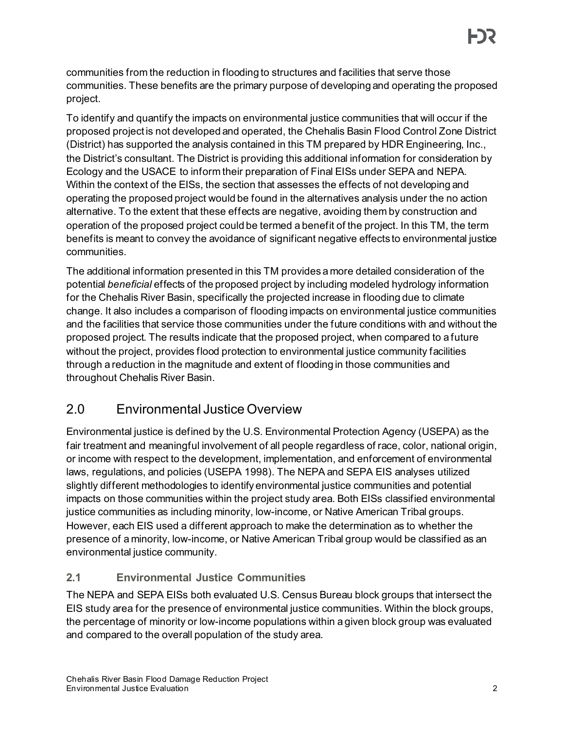communities from the reduction in flooding to structures and facilities that serve those communities. These benefits are the primary purpose of developing and operating the proposed project.

To identify and quantify the impacts on environmental justice communities that will occur if the proposed project is not developed and operated, the Chehalis Basin Flood Control Zone District (District) has supported the analysis contained in this TM prepared by HDR Engineering, Inc., the District's consultant. The District is providing this additional information for consideration by Ecology and the USACE to inform their preparation of Final EISs under SEPA and NEPA. Within the context of the EISs, the section that assesses the effects of not developing and operating the proposed project would be found in the alternatives analysis under the no action alternative. To the extent that these effects are negative, avoiding them by construction and operation of the proposed project could be termed a benefit of the project. In this TM, the term benefits is meant to convey the avoidance of significant negative effects to environmental justice communities.

The additional information presented in this TM provides a more detailed consideration of the potential *beneficial* effects of the proposed project by including modeled hydrology information for the Chehalis River Basin, specifically the projected increase in flooding due to climate change. It also includes a comparison of flooding impacts on environmental justice communities and the facilities that service those communities under the future conditions with and without the proposed project. The results indicate that the proposed project, when compared to a future without the project, provides flood protection to environmental justice community facilities through a reduction in the magnitude and extent of flooding in those communities and throughout Chehalis River Basin.

# 2.0 Environmental Justice Overview

Environmental justice is defined by the U.S. Environmental Protection Agency (USEPA) as the fair treatment and meaningful involvement of all people regardless of race, color, national origin, or income with respect to the development, implementation, and enforcement of environmental laws, regulations, and policies (USEPA 1998). The NEPA and SEPA EIS analyses utilized slightly different methodologies to identify environmental justice communities and potential impacts on those communities within the project study area. Both EISs classified environmental justice communities as including minority, low-income, or Native American Tribal groups. However, each EIS used a different approach to make the determination as to whether the presence of a minority, low-income, or Native American Tribal group would be classified as an environmental justice community.

## 2.1 Environmental Justice Communities

The NEPA and SEPA EISs both evaluated U.S. Census Bureau block groups that intersect the EIS study area for the presence of environmental justice communities. Within the block groups, the percentage of minority or low-income populations within a given block group was evaluated and compared to the overall population of the study area.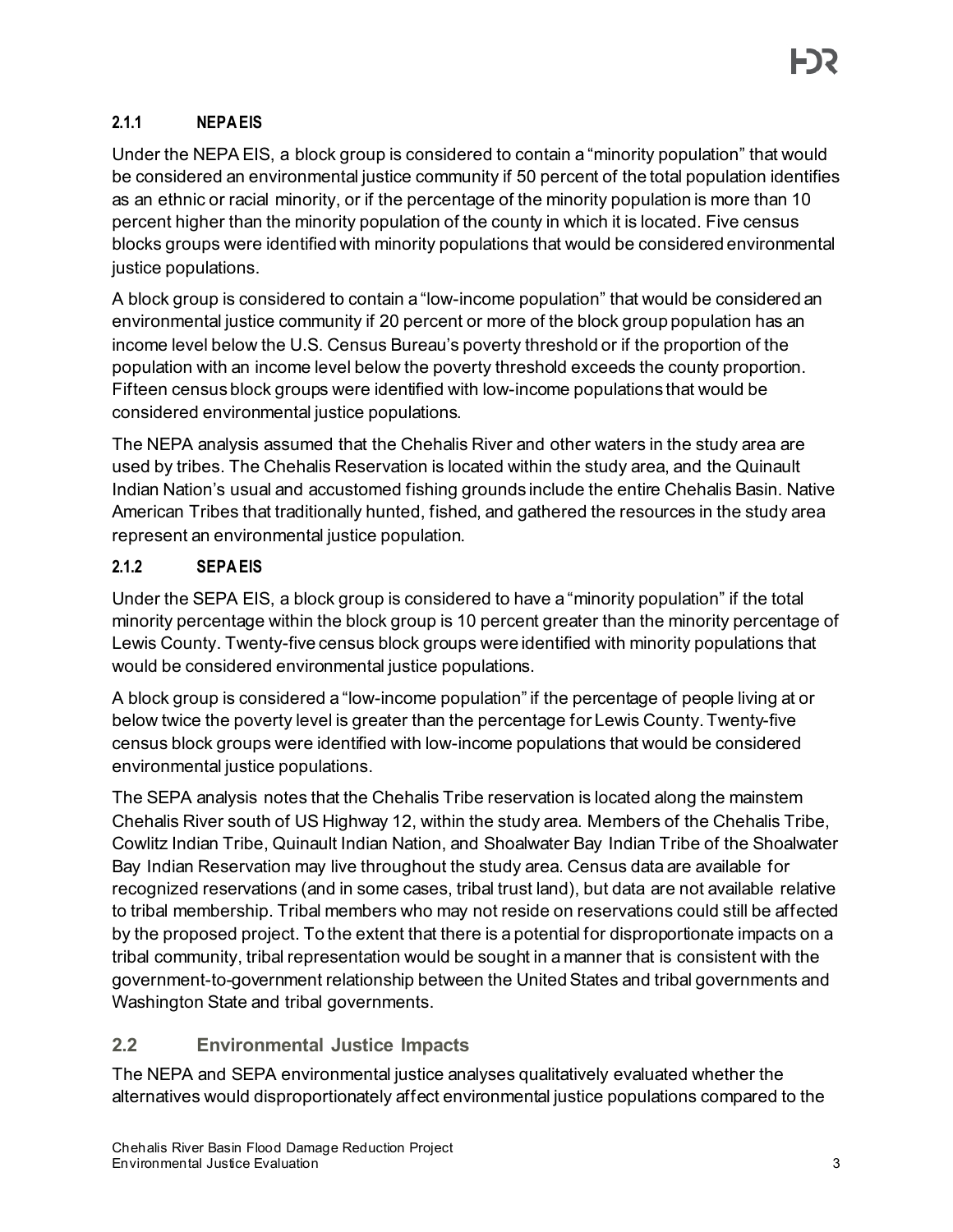### 2.1.1 NEPA EIS

Under the NEPA EIS, a block group is considered to contain a "minority population" that would be considered an environmental justice community if 50 percent of the total population identifies as an ethnic or racial minority, or if the percentage of the minority population is more than 10 percent higher than the minority population of the county in which it is located. Five census blocks groups were identified with minority populations that would be considered environmental justice populations.

A block group is considered to contain a "low-income population" that would be considered an environmental justice community if 20 percent or more of the block group population has an income level below the U.S. Census Bureau's poverty threshold or if the proportion of the population with an income level below the poverty threshold exceeds the county proportion. Fifteen census block groups were identified with low-income populations that would be considered environmental justice populations.

The NEPA analysis assumed that the Chehalis River and other waters in the study area are used by tribes. The Chehalis Reservation is located within the study area, and the Quinault Indian Nation's usual and accustomed fishing grounds include the entire Chehalis Basin. Native American Tribes that traditionally hunted, fished, and gathered the resources in the study area represent an environmental justice population.

### 2.1.2 SEPA EIS

Under the SEPA EIS, a block group is considered to have a "minority population" if the total minority percentage within the block group is 10 percent greater than the minority percentage of Lewis County. Twenty-five census block groups were identified with minority populations that would be considered environmental justice populations.

A block group is considered a "low-income population" if the percentage of people living at or below twice the poverty level is greater than the percentage for Lewis County. Twenty-five census block groups were identified with low-income populations that would be considered environmental justice populations.

The SEPA analysis notes that the Chehalis Tribe reservation is located along the mainstem Chehalis River south of US Highway 12, within the study area. Members of the Chehalis Tribe, Cowlitz Indian Tribe, Quinault Indian Nation, and Shoalwater Bay Indian Tribe of the Shoalwater Bay Indian Reservation may live throughout the study area. Census data are available for recognized reservations (and in some cases, tribal trust land), but data are not available relative to tribal membership. Tribal members who may not reside on reservations could still be affected by the proposed project. To the extent that there is a potential for disproportionate impacts on a tribal community, tribal representation would be sought in a manner that is consistent with the government-to-government relationship between the United States and tribal governments and Washington State and tribal governments.

## 2.2 Environmental Justice Impacts

The NEPA and SEPA environmental justice analyses qualitatively evaluated whether the alternatives would disproportionately affect environmental justice populations compared to the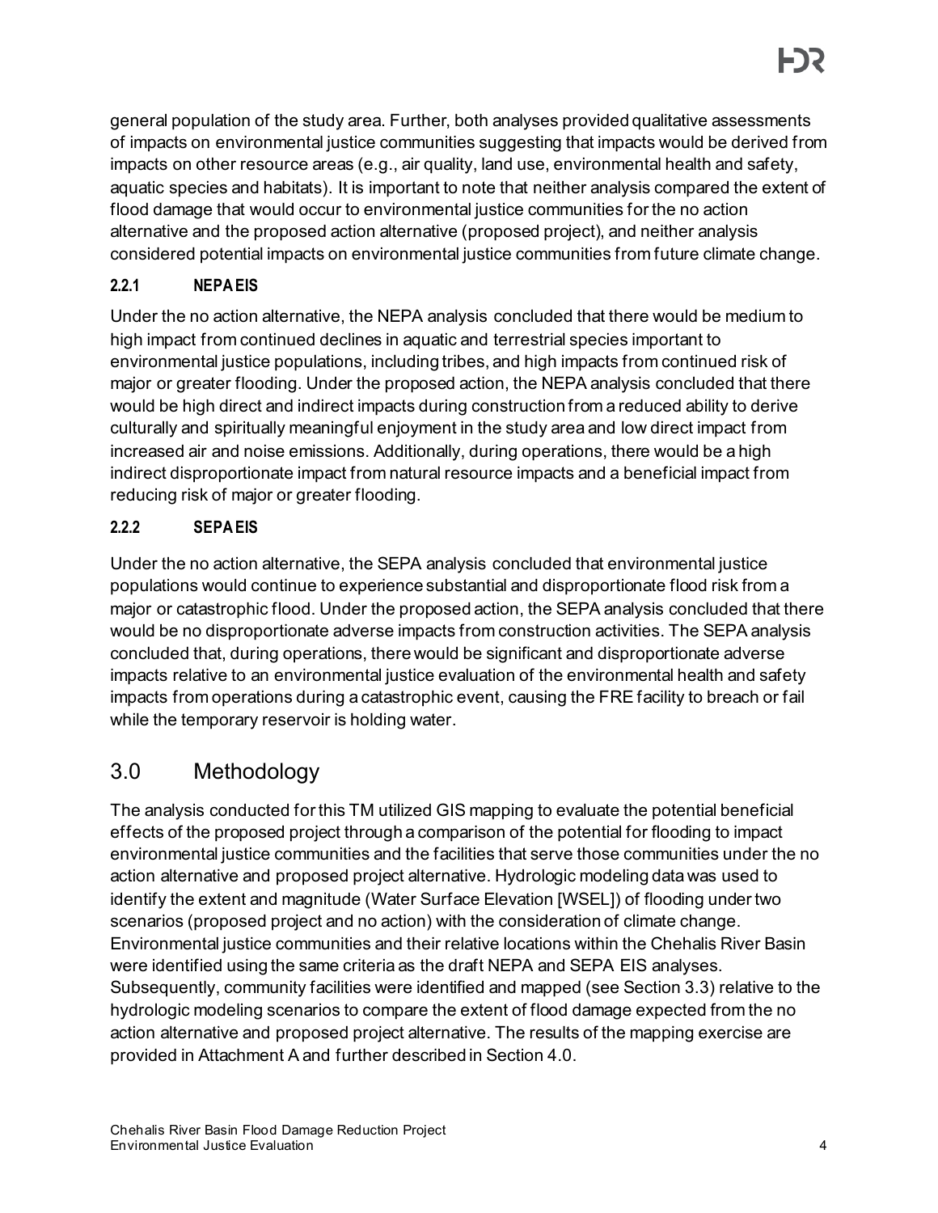general population of the study area. Further, both analyses provided qualitative assessments of impacts on environmental justice communities suggesting that impacts would be derived from impacts on other resource areas (e.g., air quality, land use, environmental health and safety, aquatic species and habitats). It is important to note that neither analysis compared the extent of flood damage that would occur to environmental justice communities for the no action alternative and the proposed action alternative (proposed project), and neither analysis considered potential impacts on environmental justice communities from future climate change.

### 2.2.1 NEPA EIS

Under the no action alternative, the NEPA analysis concluded that there would be medium to high impact from continued declines in aquatic and terrestrial species important to environmental justice populations, including tribes, and high impacts from continued risk of major or greater flooding. Under the proposed action, the NEPA analysis concluded that there would be high direct and indirect impacts during construction from a reduced ability to derive culturally and spiritually meaningful enjoyment in the study area and low direct impact from increased air and noise emissions. Additionally, during operations, there would be a high indirect disproportionate impact from natural resource impacts and a beneficial impact from reducing risk of major or greater flooding.

### 2.2.2 SEPA EIS

Under the no action alternative, the SEPA analysis concluded that environmental justice populations would continue to experience substantial and disproportionate flood risk from a major or catastrophic flood. Under the proposed action, the SEPA analysis concluded that there would be no disproportionate adverse impacts from construction activities. The SEPA analysis concluded that, during operations, there would be significant and disproportionate adverse impacts relative to an environmental justice evaluation of the environmental health and safety impacts from operations during a catastrophic event, causing the FRE facility to breach or fail while the temporary reservoir is holding water.

## 3.0 Methodology

The analysis conducted for this TM utilized GIS mapping to evaluate the potential beneficial effects of the proposed project through a comparison of the potential for flooding to impact environmental justice communities and the facilities that serve those communities under the no action alternative and proposed project alternative. Hydrologic modeling data was used to identify the extent and magnitude (Water Surface Elevation [WSEL]) of flooding under two scenarios (proposed project and no action) with the consideration of climate change. Environmental justice communities and their relative locations within the Chehalis River Basin were identified using the same criteria as the draft NEPA and SEPA EIS analyses. Subsequently, community facilities were identified and mapped (see Section 3.3) relative to the hydrologic modeling scenarios to compare the extent of flood damage expected from the no action alternative and proposed project alternative. The results of the mapping exercise are provided in Attachment A and further described in Section 4.0.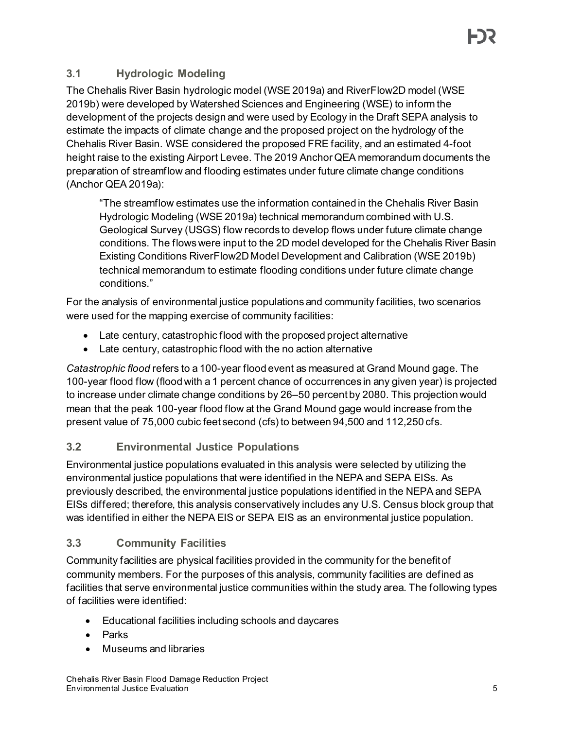## 3.1 Hydrologic Modeling

The Chehalis River Basin hydrologic model (WSE 2019a) and RiverFlow2D model (WSE 2019b) were developed by Watershed Sciences and Engineering (WSE) to inform the development of the projects design and were used by Ecology in the Draft SEPA analysis to estimate the impacts of climate change and the proposed project on the hydrology of the Chehalis River Basin. WSE considered the proposed FRE facility, and an estimated 4-foot height raise to the existing Airport Levee. The 2019 Anchor QEA memorandum documents the preparation of streamflow and flooding estimates under future climate change conditions (Anchor QEA 2019a):

> "The streamflow estimates use the information contained in the Chehalis River Basin Hydrologic Modeling (WSE 2019a) technical memorandum combined with U.S. Geological Survey (USGS) flow records to develop flows under future climate change conditions. The flows were input to the 2D model developed for the Chehalis River Basin Existing Conditions RiverFlow2D Model Development and Calibration (WSE 2019b) technical memorandum to estimate flooding conditions under future climate change conditions."

For the analysis of environmental justice populations and community facilities, two scenarios were used for the mapping exercise of community facilities:

- Late century, catastrophic flood with the proposed project alternative
- Late century, catastrophic flood with the no action alternative

*Catastrophic flood* refers to a 100-year flood event as measured at Grand Mound gage. The 100-year flood flow (flood with a 1 percent chance of occurrences in any given year) is projected to increase under climate change conditions by 26–50 percent by 2080. This projection would mean that the peak 100-year flood flow at the Grand Mound gage would increase from the present value of 75,000 cubic feet second (cfs) to between 94,500 and 112,250 cfs.

## 3.2 Environmental Justice Populations

Environmental justice populations evaluated in this analysis were selected by utilizing the environmental justice populations that were identified in the NEPA and SEPA EISs. As previously described, the environmental justice populations identified in the NEPA and SEPA EISs differed; therefore, this analysis conservatively includes any U.S. Census block group that was identified in either the NEPA EIS or SEPA EIS as an environmental justice population.

## 3.3 Community Facilities

Community facilities are physical facilities provided in the community for the benefit of community members. For the purposes of this analysis, community facilities are defined as facilities that serve environmental justice communities within the study area. The following types of facilities were identified:

- Educational facilities including schools and daycares
- Parks
- Museums and libraries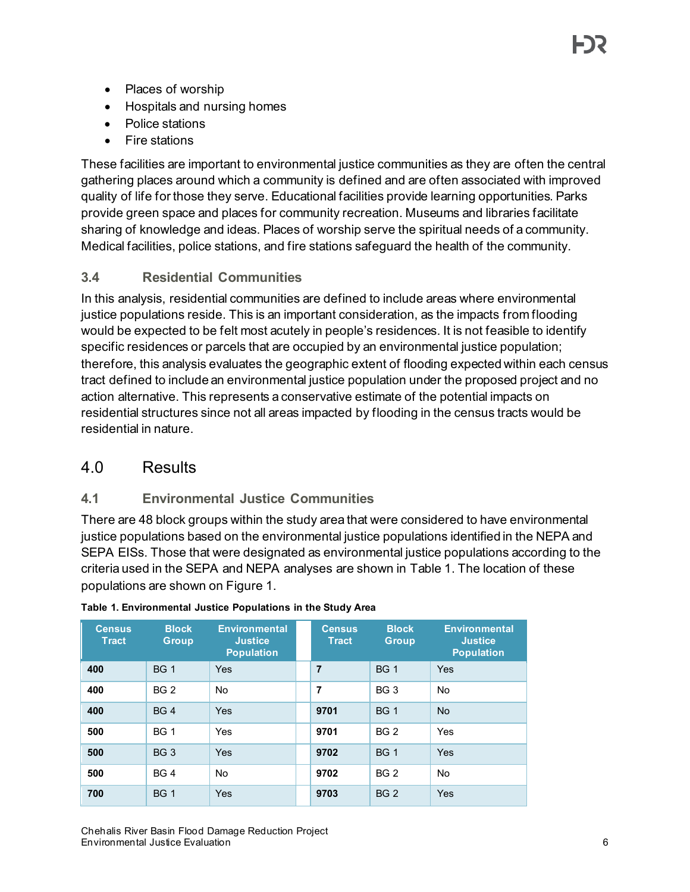- Places of worship
- Hospitals and nursing homes
- Police stations
- Fire stations

These facilities are important to environmental justice communities as they are often the central gathering places around which a community is defined and are often associated with improved quality of life for those they serve. Educational facilities provide learning opportunities. Parks provide green space and places for community recreation. Museums and libraries facilitate sharing of knowledge and ideas. Places of worship serve the spiritual needs of a community. Medical facilities, police stations, and fire stations safeguard the health of the community.

### 3.4 Residential Communities

In this analysis, residential communities are defined to include areas where environmental justice populations reside. This is an important consideration, as the impacts from flooding would be expected to be felt most acutely in people's residences. It is not feasible to identify specific residences or parcels that are occupied by an environmental justice population; therefore, this analysis evaluates the geographic extent of flooding expected within each census tract defined to include an environmental justice population under the proposed project and no action alternative. This represents a conservative estimate of the potential impacts on residential structures since not all areas impacted by flooding in the census tracts would be residential in nature.

## 4.0 Results

### 4.1 Environmental Justice Communities

There are 48 block groups within the study area that were considered to have environmental justice populations based on the environmental justice populations identified in the NEPA and SEPA EISs. Those that were designated as environmental justice populations according to the criteria used in the SEPA and NEPA analyses are shown in Table 1. The location of these populations are shown on Figure 1.

**Table 1. Environmental Justice Populations in the Study Area**

| Census Tract | Block Group | Environmental Justice Population | Census Tract | Block Group | Environmental Justice Population |
|---|---|---|---|---|---|
| **400** | BG 1 | Yes | **7** | BG 1 | Yes |
| **400** | BG 2 | No | **7** | BG 3 | No |
| **400** | BG 4 | Yes | **9701** | BG 1 | No |
| **500** | BG 1 | Yes | **9701** | BG 2 | Yes |
| **500** | BG 3 | Yes | **9702** | BG 1 | Yes |
| **500** | BG 4 | No | **9702** | BG 2 | No |
| **700** | BG 1 | Yes | **9703** | BG 2 | Yes |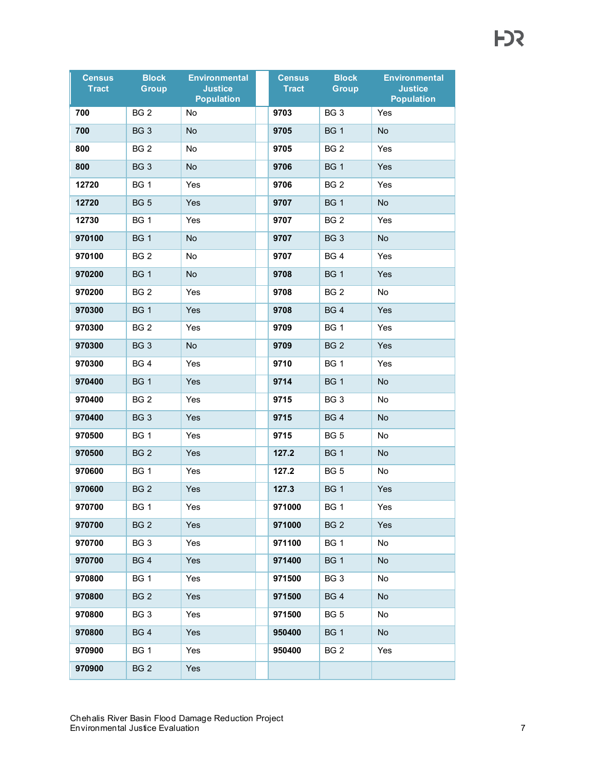| Census Tract | Block Group | Environmental Justice Population | Census Tract | Block Group | Environmental Justice Population |
|---|---|---|---|---|---|
| **700** | BG 2 | No | **9703** | BG 3 | Yes |
| **700** | BG 3 | No | **9705** | BG 1 | No |
| **800** | BG 2 | No | **9705** | BG 2 | Yes |
| **800** | BG 3 | No | **9706** | BG 1 | Yes |
| **12720** | BG 1 | Yes | **9706** | BG 2 | Yes |
| **12720** | BG 5 | Yes | **9707** | BG 1 | No |
| **12730** | BG 1 | Yes | **9707** | BG 2 | Yes |
| **970100** | BG 1 | No | **9707** | BG 3 | No |
| **970100** | BG 2 | No | **9707** | BG 4 | Yes |
| **970200** | BG 1 | No | **9708** | BG 1 | Yes |
| **970200** | BG 2 | Yes | **9708** | BG 2 | No |
| **970300** | BG 1 | Yes | **9708** | BG 4 | Yes |
| **970300** | BG 2 | Yes | **9709** | BG 1 | Yes |
| **970300** | BG 3 | No | **9709** | BG 2 | Yes |
| **970300** | BG 4 | Yes | **9710** | BG 1 | Yes |
| **970400** | BG 1 | Yes | **9714** | BG 1 | No |
| **970400** | BG 2 | Yes | **9715** | BG 3 | No |
| **970400** | BG 3 | Yes | **9715** | BG 4 | No |
| **970500** | BG 1 | Yes | **9715** | BG 5 | No |
| **970500** | BG 2 | Yes | **127.2** | BG 1 | No |
| **970600** | BG 1 | Yes | **127.2** | BG 5 | No |
| **970600** | BG 2 | Yes | **127.3** | BG 1 | Yes |
| **970700** | BG 1 | Yes | **971000** | BG 1 | Yes |
| **970700** | BG 2 | Yes | **971000** | BG 2 | Yes |
| **970700** | BG 3 | Yes | **971100** | BG 1 | No |
| **970700** | BG 4 | Yes | **971400** | BG 1 | No |
| **970800** | BG 1 | Yes | **971500** | BG 3 | No |
| **970800** | BG 2 | Yes | **971500** | BG 4 | No |
| **970800** | BG 3 | Yes | **971500** | BG 5 | No |
| **970800** | BG 4 | Yes | **950400** | BG 1 | No |
| **970900** | BG 1 | Yes | **950400** | BG 2 | Yes |
| **970900** | BG 2 | Yes | | | |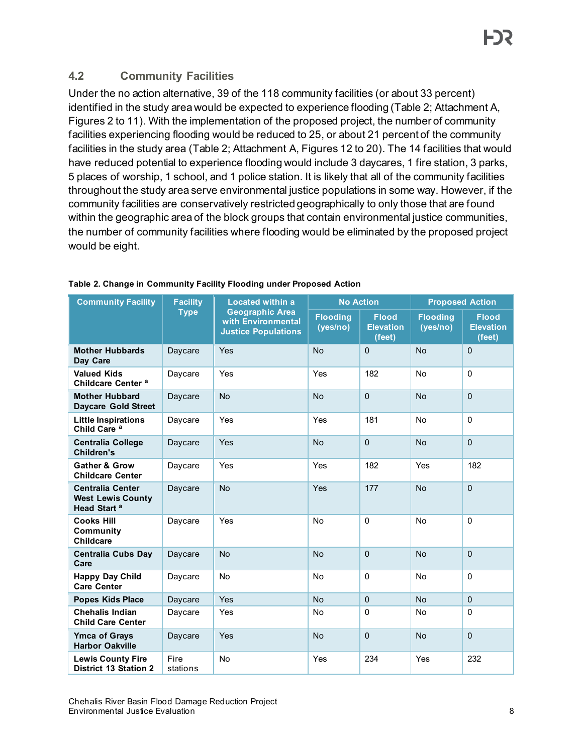## 4.2 Community Facilities

Under the no action alternative, 39 of the 118 community facilities (or about 33 percent) identified in the study area would be expected to experience flooding (Table 2; Attachment A, Figures 2 to 11). With the implementation of the proposed project, the number of community facilities experiencing flooding would be reduced to 25, or about 21 percent of the community facilities in the study area (Table 2; Attachment A, Figures 12 to 20). The 14 facilities that would have reduced potential to experience flooding would include 3 daycares, 1 fire station, 3 parks, 5 places of worship, 1 school, and 1 police station. It is likely that all of the community facilities throughout the study area serve environmental justice populations in some way. However, if the community facilities are conservatively restricted geographically to only those that are found within the geographic area of the block groups that contain environmental justice communities, the number of community facilities where flooding would be eliminated by the proposed project would be eight.

**Table 2. Change in Community Facility Flooding under Proposed Action**

| Community Facility | Facility Type | Located within a Geographic Area with Environmental Justice Populations | No Action | | Proposed Action | |
|---|---|---|---|---|---|---|
| | | | Flooding (yes/no) | Flood Elevation (feet) | Flooding (yes/no) | Flood Elevation (feet) |
| **Mother Hubbards Day Care** | Daycare | Yes | No | 0 | No | 0 |
| **Valued Kids Childcare Center** [a] | Daycare | Yes | Yes | 182 | No | 0 |
| **Mother Hubbard Daycare Gold Street** | Daycare | No | No | 0 | No | 0 |
| **Little Inspirations Child Care** [a] | Daycare | Yes | Yes | 181 | No | 0 |
| **Centralia College Children's** | Daycare | Yes | No | 0 | No | 0 |
| **Gather & Grow Childcare Center** | Daycare | Yes | Yes | 182 | Yes | 182 |
| **Centralia Center West Lewis County Head Start** [a] | Daycare | No | Yes | 177 | No | 0 |
| **Cooks Hill Community Childcare** | Daycare | Yes | No | 0 | No | 0 |
| **Centralia Cubs Day Care** | Daycare | No | No | 0 | No | 0 |
| **Happy Day Child Care Center** | Daycare | No | No | 0 | No | 0 |
| **Popes Kids Place** | Daycare | Yes | No | 0 | No | 0 |
| **Chehalis Indian Child Care Center** | Daycare | Yes | No | 0 | No | 0 |
| **Ymca of Grays Harbor Oakville** | Daycare | Yes | No | 0 | No | 0 |
| **Lewis County Fire District 13 Station 2** | Fire stations | No | Yes | 234 | Yes | 232 |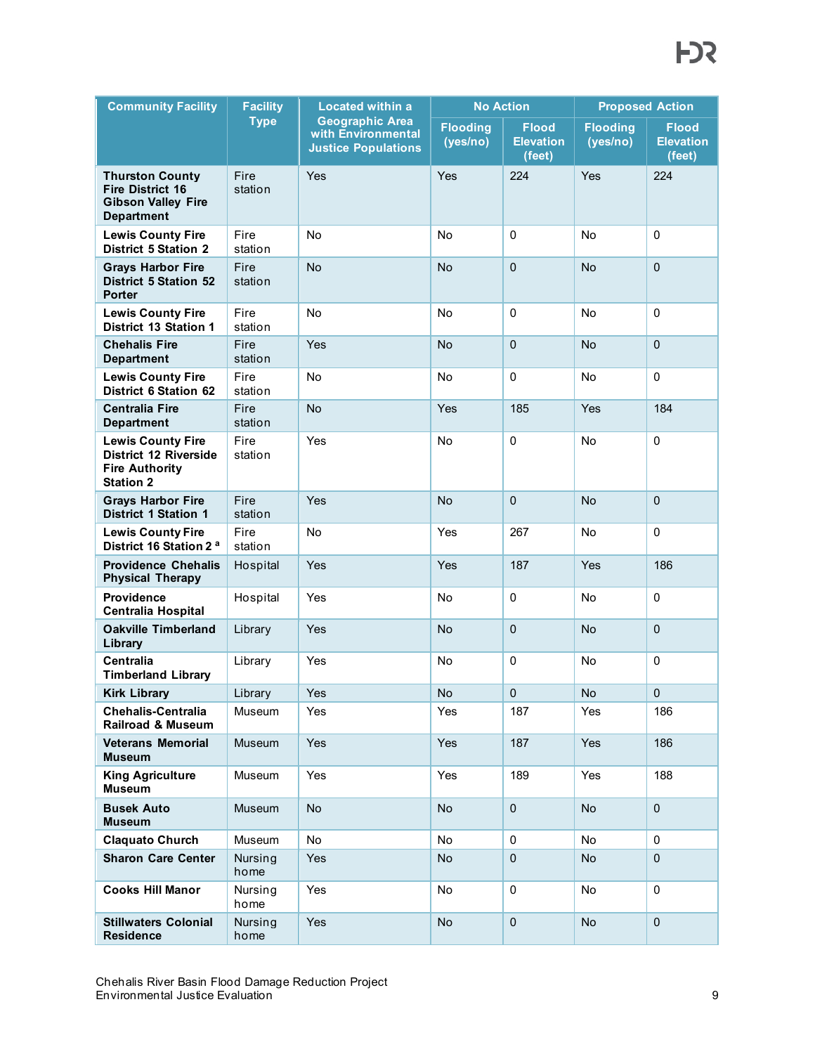| Community Facility | Facility Type | Located within a Geographic Area with Environmental Justice Populations | No Action | | Proposed Action | |
|---|---|---|---|---|---|---|
| | | | Flooding (yes/no) | Flood Elevation (feet) | Flooding (yes/no) | Flood Elevation (feet) |
| **Thurston County Fire District 16 Gibson Valley Fire Department** | Fire station | Yes | Yes | 224 | Yes | 224 |
| **Lewis County Fire District 5 Station 2** | Fire station | No | No | 0 | No | 0 |
| **Grays Harbor Fire District 5 Station 52 Porter** | Fire station | No | No | 0 | No | 0 |
| **Lewis County Fire District 13 Station 1** | Fire station | No | No | 0 | No | 0 |
| **Chehalis Fire Department** | Fire station | Yes | No | 0 | No | 0 |
| **Lewis County Fire District 6 Station 62** | Fire station | No | No | 0 | No | 0 |
| **Centralia Fire Department** | Fire station | No | Yes | 185 | Yes | 184 |
| **Lewis County Fire District 12 Riverside Fire Authority Station 2** | Fire station | Yes | No | 0 | No | 0 |
| **Grays Harbor Fire District 1 Station 1** | Fire station | Yes | No | 0 | No | 0 |
| **Lewis County Fire District 16 Station 2** [a] | Fire station | No | Yes | 267 | No | 0 |
| **Providence Chehalis Physical Therapy** | Hospital | Yes | Yes | 187 | Yes | 186 |
| **Providence Centralia Hospital** | Hospital | Yes | No | 0 | No | 0 |
| **Oakville Timberland Library** | Library | Yes | No | 0 | No | 0 |
| **Centralia Timberland Library** | Library | Yes | No | 0 | No | 0 |
| **Kirk Library** | Library | Yes | No | 0 | No | 0 |
| **Chehalis-Centralia Railroad & Museum** | Museum | Yes | Yes | 187 | Yes | 186 |
| **Veterans Memorial Museum** | Museum | Yes | Yes | 187 | Yes | 186 |
| **King Agriculture Museum** | Museum | Yes | Yes | 189 | Yes | 188 |
| **Busek Auto Museum** | Museum | No | No | 0 | No | 0 |
| **Claquato Church** | Museum | No | No | 0 | No | 0 |
| **Sharon Care Center** | Nursing home | Yes | No | 0 | No | 0 |
| **Cooks Hill Manor** | Nursing home | Yes | No | 0 | No | 0 |
| **Stillwaters Colonial Residence** | Nursing home | Yes | No | 0 | No | 0 |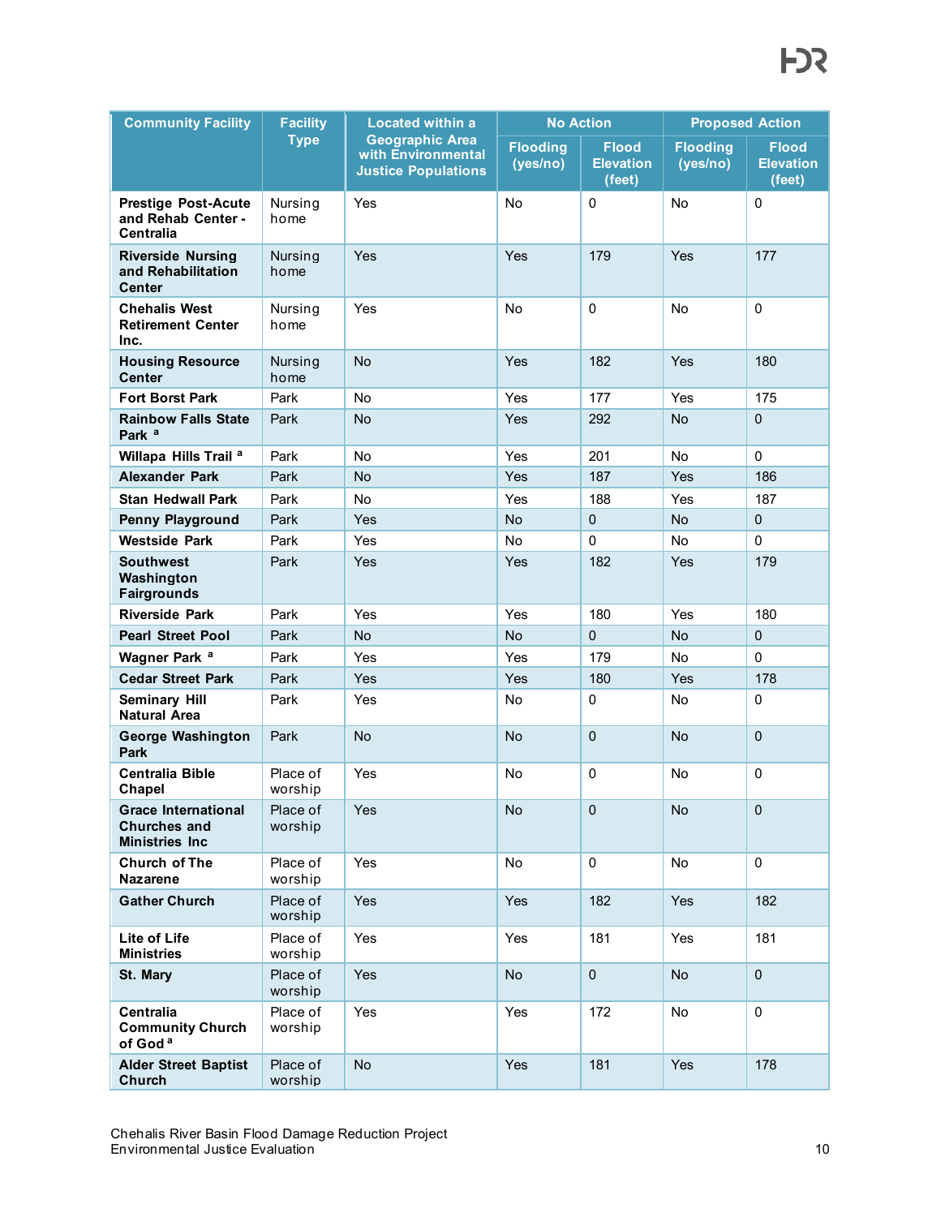| Community Facility | Facility Type | Located within a Geographic Area with Environmental Justice Populations | No Action | | Proposed Action | |
|---|---|---|---|---|---|---|
| | | | Flooding (yes/no) | Flood Elevation (feet) | Flooding (yes/no) | Flood Elevation (feet) |
| **Prestige Post-Acute and Rehab Center - Centralia** | Nursing home | Yes | No | 0 | No | 0 |
| **Riverside Nursing and Rehabilitation Center** | Nursing home | Yes | Yes | 179 | Yes | 177 |
| **Chehalis West Retirement Center Inc.** | Nursing home | Yes | No | 0 | No | 0 |
| **Housing Resource Center** | Nursing home | No | Yes | 182 | Yes | 180 |
| **Fort Borst Park** | Park | No | Yes | 177 | Yes | 175 |
| **Rainbow Falls State Park** [a] | Park | No | Yes | 292 | No | 0 |
| **Willapa Hills Trail** [a] | Park | No | Yes | 201 | No | 0 |
| **Alexander Park** | Park | No | Yes | 187 | Yes | 186 |
| **Stan Hedwall Park** | Park | No | Yes | 188 | Yes | 187 |
| **Penny Playground** | Park | Yes | No | 0 | No | 0 |
| **Westside Park** | Park | Yes | No | 0 | No | 0 |
| **Southwest Washington Fairgrounds** | Park | Yes | Yes | 182 | Yes | 179 |
| **Riverside Park** | Park | Yes | Yes | 180 | Yes | 180 |
| **Pearl Street Pool** | Park | No | No | 0 | No | 0 |
| **Wagner Park** [a] | Park | Yes | Yes | 179 | No | 0 |
| **Cedar Street Park** | Park | Yes | Yes | 180 | Yes | 178 |
| **Seminary Hill Natural Area** | Park | Yes | No | 0 | No | 0 |
| **George Washington Park** | Park | No | No | 0 | No | 0 |
| **Centralia Bible Chapel** | Place of worship | Yes | No | 0 | No | 0 |
| **Grace International Churches and Ministries Inc** | Place of worship | Yes | No | 0 | No | 0 |
| **Church of The Nazarene** | Place of worship | Yes | No | 0 | No | 0 |
| **Gather Church** | Place of worship | Yes | Yes | 182 | Yes | 182 |
| **Lite of Life Ministries** | Place of worship | Yes | Yes | 181 | Yes | 181 |
| **St. Mary** | Place of worship | Yes | No | 0 | No | 0 |
| **Centralia Community Church of God** [a] | Place of worship | Yes | Yes | 172 | No | 0 |
| **Alder Street Baptist Church** | Place of worship | No | Yes | 181 | Yes | 178 |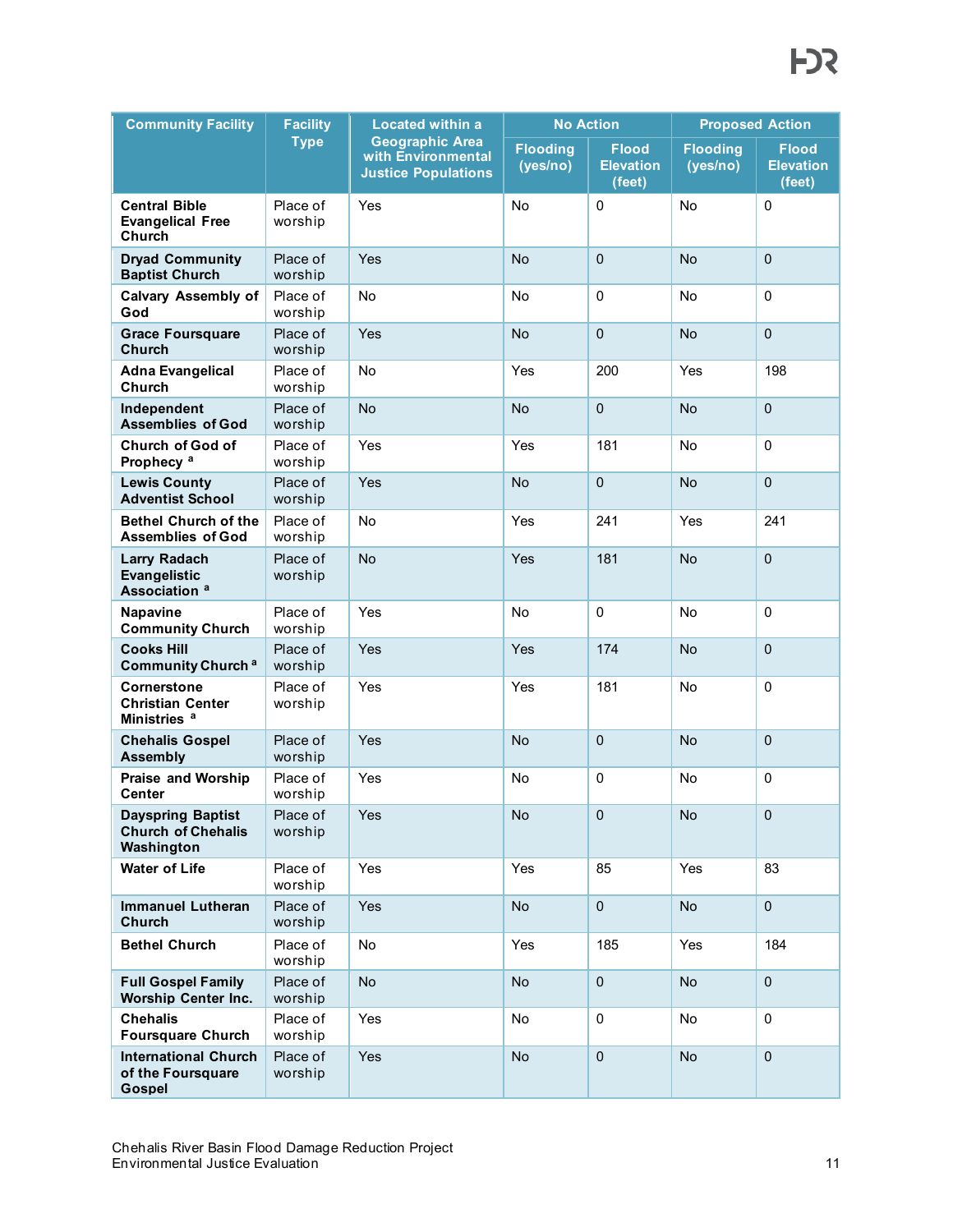| Community Facility | Facility Type | Located within a Geographic Area with Environmental Justice Populations | No Action | | Proposed Action | |
|---|---|---|---|---|---|---|
| | | | Flooding (yes/no) | Flood Elevation (feet) | Flooding (yes/no) | Flood Elevation (feet) |
| **Central Bible Evangelical Free Church** | Place of worship | Yes | No | 0 | No | 0 |
| **Dryad Community Baptist Church** | Place of worship | Yes | No | 0 | No | 0 |
| **Calvary Assembly of God** | Place of worship | No | No | 0 | No | 0 |
| **Grace Foursquare Church** | Place of worship | Yes | No | 0 | No | 0 |
| **Adna Evangelical Church** | Place of worship | No | Yes | 200 | Yes | 198 |
| **Independent Assemblies of God** | Place of worship | No | No | 0 | No | 0 |
| **Church of God of Prophecy** [a] | Place of worship | Yes | Yes | 181 | No | 0 |
| **Lewis County Adventist School** | Place of worship | Yes | No | 0 | No | 0 |
| **Bethel Church of the Assemblies of God** | Place of worship | No | Yes | 241 | Yes | 241 |
| **Larry Radach Evangelistic Association** [a] | Place of worship | No | Yes | 181 | No | 0 |
| **Napavine Community Church** | Place of worship | Yes | No | 0 | No | 0 |
| **Cooks Hill Community Church** [a] | Place of worship | Yes | Yes | 174 | No | 0 |
| **Cornerstone Christian Center Ministries** [a] | Place of worship | Yes | Yes | 181 | No | 0 |
| **Chehalis Gospel Assembly** | Place of worship | Yes | No | 0 | No | 0 |
| **Praise and Worship Center** | Place of worship | Yes | No | 0 | No | 0 |
| **Dayspring Baptist Church of Chehalis Washington** | Place of worship | Yes | No | 0 | No | 0 |
| **Water of Life** | Place of worship | Yes | Yes | 85 | Yes | 83 |
| **Immanuel Lutheran Church** | Place of worship | Yes | No | 0 | No | 0 |
| **Bethel Church** | Place of worship | No | Yes | 185 | Yes | 184 |
| **Full Gospel Family Worship Center Inc.** | Place of worship | No | No | 0 | No | 0 |
| **Chehalis Foursquare Church** | Place of worship | Yes | No | 0 | No | 0 |
| **International Church of the Foursquare Gospel** | Place of worship | Yes | No | 0 | No | 0 |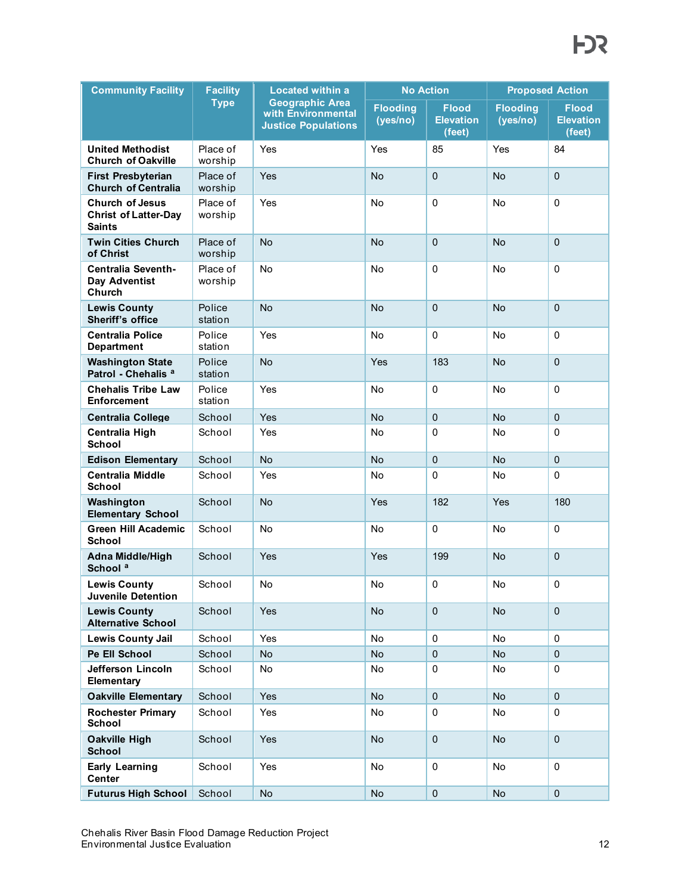| Community Facility | Facility Type | Located within a Geographic Area with Environmental Justice Populations | No Action | | Proposed Action | |
|---|---|---|---|---|---|---|
| | | | Flooding (yes/no) | Flood Elevation (feet) | Flooding (yes/no) | Flood Elevation (feet) |
| **United Methodist Church of Oakville** | Place of worship | Yes | Yes | 85 | Yes | 84 |
| **First Presbyterian Church of Centralia** | Place of worship | Yes | No | 0 | No | 0 |
| **Church of Jesus Christ of Latter-Day Saints** | Place of worship | Yes | No | 0 | No | 0 |
| **Twin Cities Church of Christ** | Place of worship | No | No | 0 | No | 0 |
| **Centralia Seventh-Day Adventist Church** | Place of worship | No | No | 0 | No | 0 |
| **Lewis County Sheriff's office** | Police station | No | No | 0 | No | 0 |
| **Centralia Police Department** | Police station | Yes | No | 0 | No | 0 |
| **Washington State Patrol - Chehalis [a]** | Police station | No | Yes | 183 | No | 0 |
| **Chehalis Tribe Law Enforcement** | Police station | Yes | No | 0 | No | 0 |
| **Centralia College** | School | Yes | No | 0 | No | 0 |
| **Centralia High School** | School | Yes | No | 0 | No | 0 |
| **Edison Elementary** | School | No | No | 0 | No | 0 |
| **Centralia Middle School** | School | Yes | No | 0 | No | 0 |
| **Washington Elementary School** | School | No | Yes | 182 | Yes | 180 |
| **Green Hill Academic School** | School | No | No | 0 | No | 0 |
| **Adna Middle/High School [a]** | School | Yes | Yes | 199 | No | 0 |
| **Lewis County Juvenile Detention** | School | No | No | 0 | No | 0 |
| **Lewis County Alternative School** | School | Yes | No | 0 | No | 0 |
| **Lewis County Jail** | School | Yes | No | 0 | No | 0 |
| **Pe Ell School** | School | No | No | 0 | No | 0 |
| **Jefferson Lincoln Elementary** | School | No | No | 0 | No | 0 |
| **Oakville Elementary** | School | Yes | No | 0 | No | 0 |
| **Rochester Primary School** | School | Yes | No | 0 | No | 0 |
| **Oakville High School** | School | Yes | No | 0 | No | 0 |
| **Early Learning Center** | School | Yes | No | 0 | No | 0 |
| **Futurus High School** | School | No | No | 0 | No | 0 |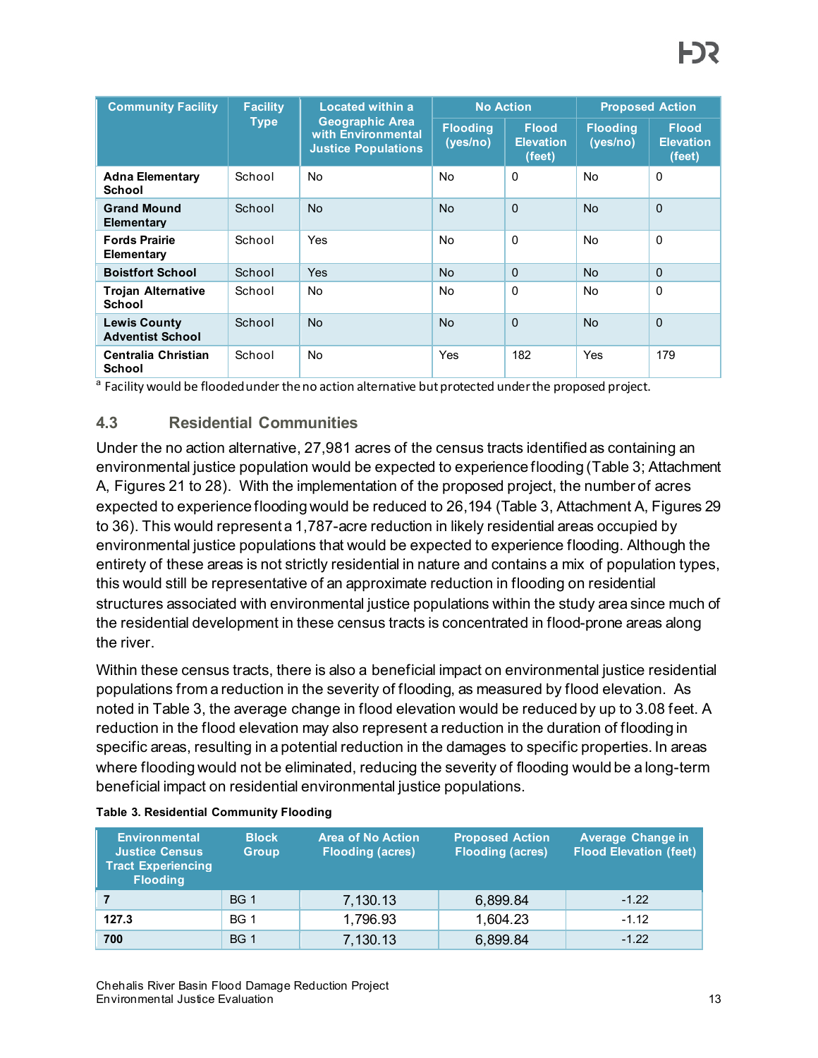| Community Facility | Facility Type | Located within a Geographic Area with Environmental Justice Populations | No Action | | Proposed Action | |
|---|---|---|---|---|---|---|
| | | | Flooding (yes/no) | Flood Elevation (feet) | Flooding (yes/no) | Flood Elevation (feet) |
| **Adna Elementary School** | School | No | No | 0 | No | 0 |
| **Grand Mound Elementary** | School | No | No | 0 | No | 0 |
| **Fords Prairie Elementary** | School | Yes | No | 0 | No | 0 |
| **Boistfort School** | School | Yes | No | 0 | No | 0 |
| **Trojan Alternative School** | School | No | No | 0 | No | 0 |
| **Lewis County Adventist School** | School | No | No | 0 | No | 0 |
| **Centralia Christian School** | School | No | Yes | 182 | Yes | 179 |

[a] Facility would be flooded under the no action alternative but protected under the proposed project.

## 4.3 Residential Communities

Under the no action alternative, 27,981 acres of the census tracts identified as containing an environmental justice population would be expected to experience flooding (Table 3; Attachment A, Figures 21 to 28). With the implementation of the proposed project, the number of acres expected to experience flooding would be reduced to 26,194 (Table 3, Attachment A, Figures 29 to 36). This would represent a 1,787-acre reduction in likely residential areas occupied by environmental justice populations that would be expected to experience flooding. Although the entirety of these areas is not strictly residential in nature and contains a mix of population types, this would still be representative of an approximate reduction in flooding on residential structures associated with environmental justice populations within the study area since much of the residential development in these census tracts is concentrated in flood-prone areas along the river.

Within these census tracts, there is also a beneficial impact on environmental justice residential populations from a reduction in the severity of flooding, as measured by flood elevation. As noted in Table 3, the average change in flood elevation would be reduced by up to 3.08 feet. A reduction in the flood elevation may also represent a reduction in the duration of flooding in specific areas, resulting in a potential reduction in the damages to specific properties. In areas where flooding would not be eliminated, reducing the severity of flooding would be a long-term beneficial impact on residential environmental justice populations.

**Table 3. Residential Community Flooding**

| Environmental Justice Census Tract Experiencing Flooding | Block Group | Area of No Action Flooding (acres) | Proposed Action Flooding (acres) | Average Change in Flood Elevation (feet) |
|---|---|---|---|---|
| **7** | BG 1 | 7,130.13 | 6,899.84 | -1.22 |
| **127.3** | BG 1 | 1,796.93 | 1,604.23 | -1.12 |
| **700** | BG 1 | 7,130.13 | 6,899.84 | -1.22 |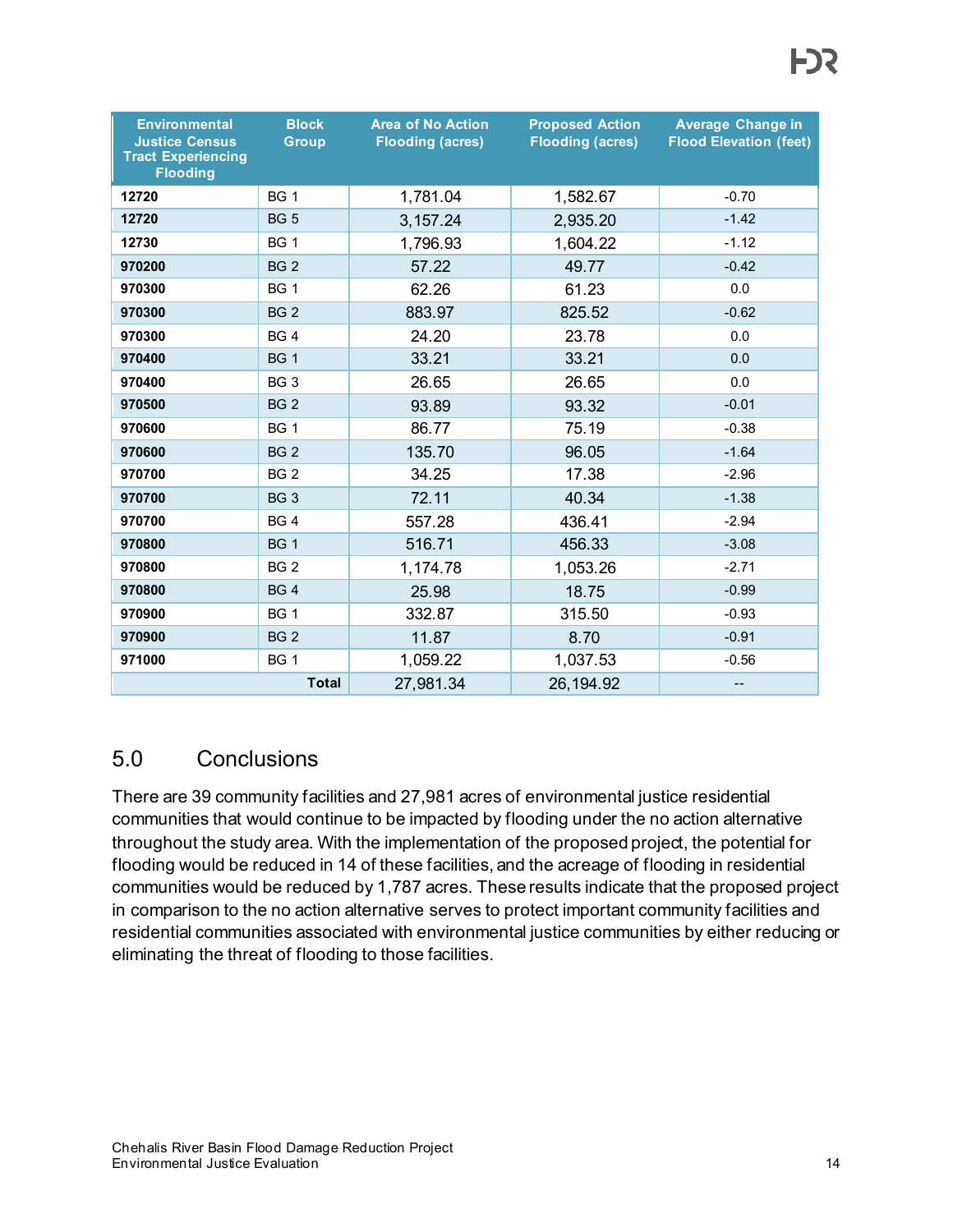| Environmental Justice Census Tract Experiencing Flooding | Block Group | Area of No Action Flooding (acres) | Proposed Action Flooding (acres) | Average Change in Flood Elevation (feet) |
|---|---|---|---|---|
| **12720** | BG 1 | 1,781.04 | 1,582.67 | -0.70 |
| **12720** | BG 5 | 3,157.24 | 2,935.20 | -1.42 |
| **12730** | BG 1 | 1,796.93 | 1,604.22 | -1.12 |
| **970200** | BG 2 | 57.22 | 49.77 | -0.42 |
| **970300** | BG 1 | 62.26 | 61.23 | 0.0 |
| **970300** | BG 2 | 883.97 | 825.52 | -0.62 |
| **970300** | BG 4 | 24.20 | 23.78 | 0.0 |
| **970400** | BG 1 | 33.21 | 33.21 | 0.0 |
| **970400** | BG 3 | 26.65 | 26.65 | 0.0 |
| **970500** | BG 2 | 93.89 | 93.32 | -0.01 |
| **970600** | BG 1 | 86.77 | 75.19 | -0.38 |
| **970600** | BG 2 | 135.70 | 96.05 | -1.64 |
| **970700** | BG 2 | 34.25 | 17.38 | -2.96 |
| **970700** | BG 3 | 72.11 | 40.34 | -1.38 |
| **970700** | BG 4 | 557.28 | 436.41 | -2.94 |
| **970800** | BG 1 | 516.71 | 456.33 | -3.08 |
| **970800** | BG 2 | 1,174.78 | 1,053.26 | -2.71 |
| **970800** | BG 4 | 25.98 | 18.75 | -0.99 |
| **970900** | BG 1 | 332.87 | 315.50 | -0.93 |
| **970900** | BG 2 | 11.87 | 8.70 | -0.91 |
| **971000** | BG 1 | 1,059.22 | 1,037.53 | -0.56 |
| | **Total** | 27,981.34 | 26,194.92 | -- |

## 5.0 Conclusions

There are 39 community facilities and 27,981 acres of environmental justice residential communities that would continue to be impacted by flooding under the no action alternative throughout the study area. With the implementation of the proposed project, the potential for flooding would be reduced in 14 of these facilities, and the acreage of flooding in residential communities would be reduced by 1,787 acres. These results indicate that the proposed project in comparison to the no action alternative serves to protect important community facilities and residential communities associated with environmental justice communities by either reducing or eliminating the threat of flooding to those facilities.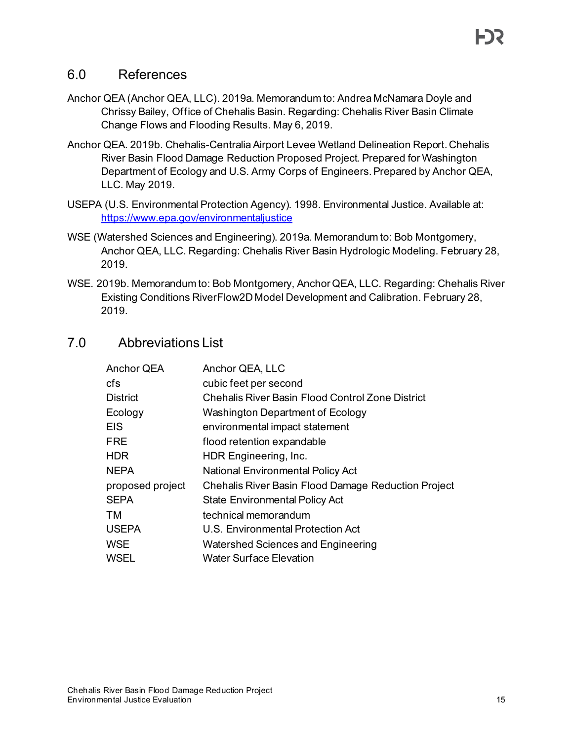## 6.0 References

Anchor QEA (Anchor QEA, LLC). 2019a. Memorandum to: Andrea McNamara Doyle and Chrissy Bailey, Office of Chehalis Basin. Regarding: Chehalis River Basin Climate Change Flows and Flooding Results. May 6, 2019.

Anchor QEA. 2019b. Chehalis-Centralia Airport Levee Wetland Delineation Report. Chehalis River Basin Flood Damage Reduction Proposed Project. Prepared for Washington Department of Ecology and U.S. Army Corps of Engineers. Prepared by Anchor QEA, LLC. May 2019.

USEPA (U.S. Environmental Protection Agency). 1998. Environmental Justice. Available at: https://www.epa.gov/environmentaljustice

WSE (Watershed Sciences and Engineering). 2019a. Memorandum to: Bob Montgomery, Anchor QEA, LLC. Regarding: Chehalis River Basin Hydrologic Modeling. February 28, 2019.

WSE. 2019b. Memorandum to: Bob Montgomery, Anchor QEA, LLC. Regarding: Chehalis River Existing Conditions RiverFlow2D Model Development and Calibration. February 28, 2019.

## 7.0 Abbreviations List

| | |
|---|---|
| Anchor QEA | Anchor QEA, LLC |
| cfs | cubic feet per second |
| District | Chehalis River Basin Flood Control Zone District |
| Ecology | Washington Department of Ecology |
| EIS | environmental impact statement |
| FRE | flood retention expandable |
| HDR | HDR Engineering, Inc. |
| NEPA | National Environmental Policy Act |
| proposed project | Chehalis River Basin Flood Damage Reduction Project |
| SEPA | State Environmental Policy Act |
| TM | technical memorandum |
| USEPA | U.S. Environmental Protection Act |
| WSE | Watershed Sciences and Engineering |
| WSEL | Water Surface Elevation |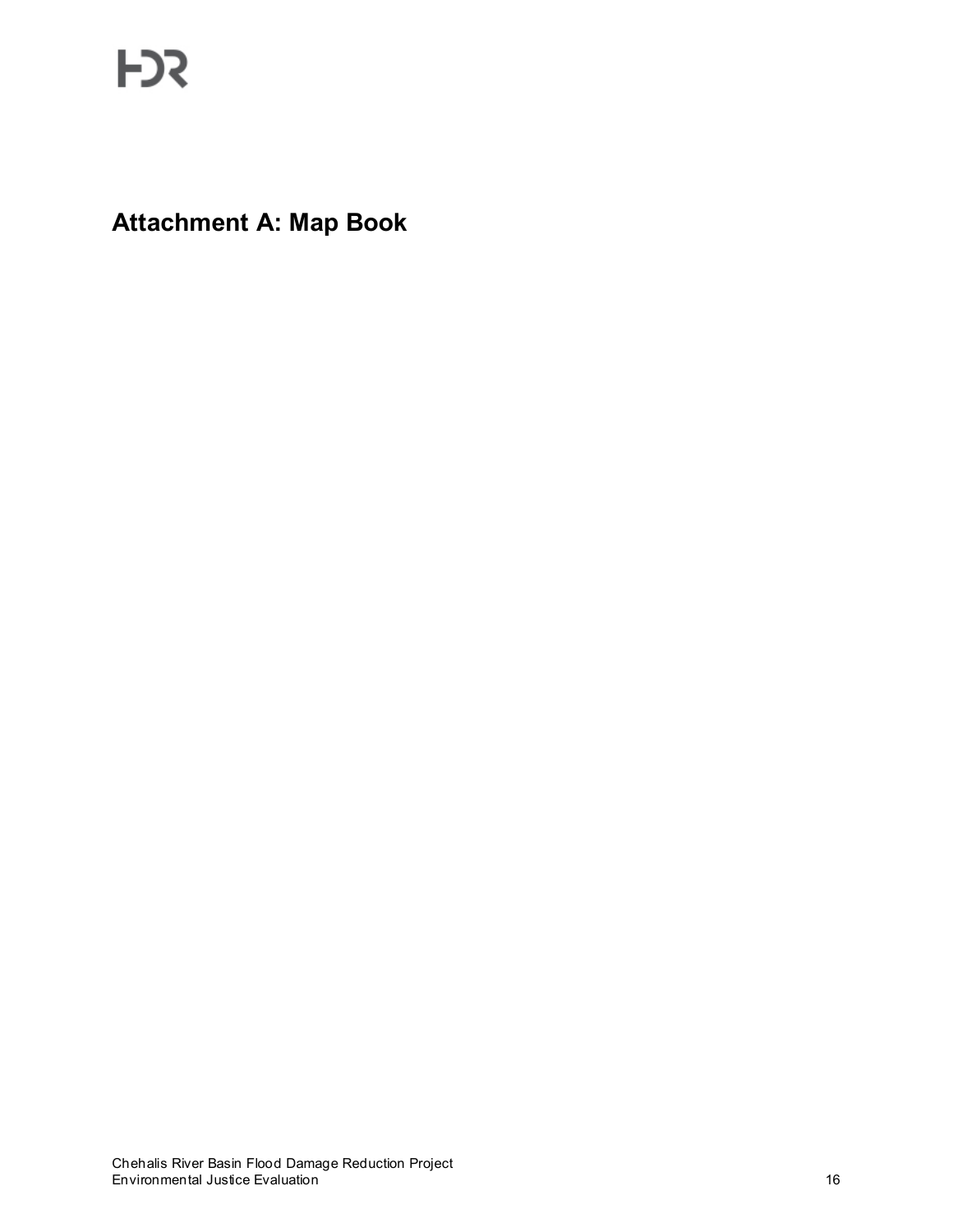# Attachment A: Map Book